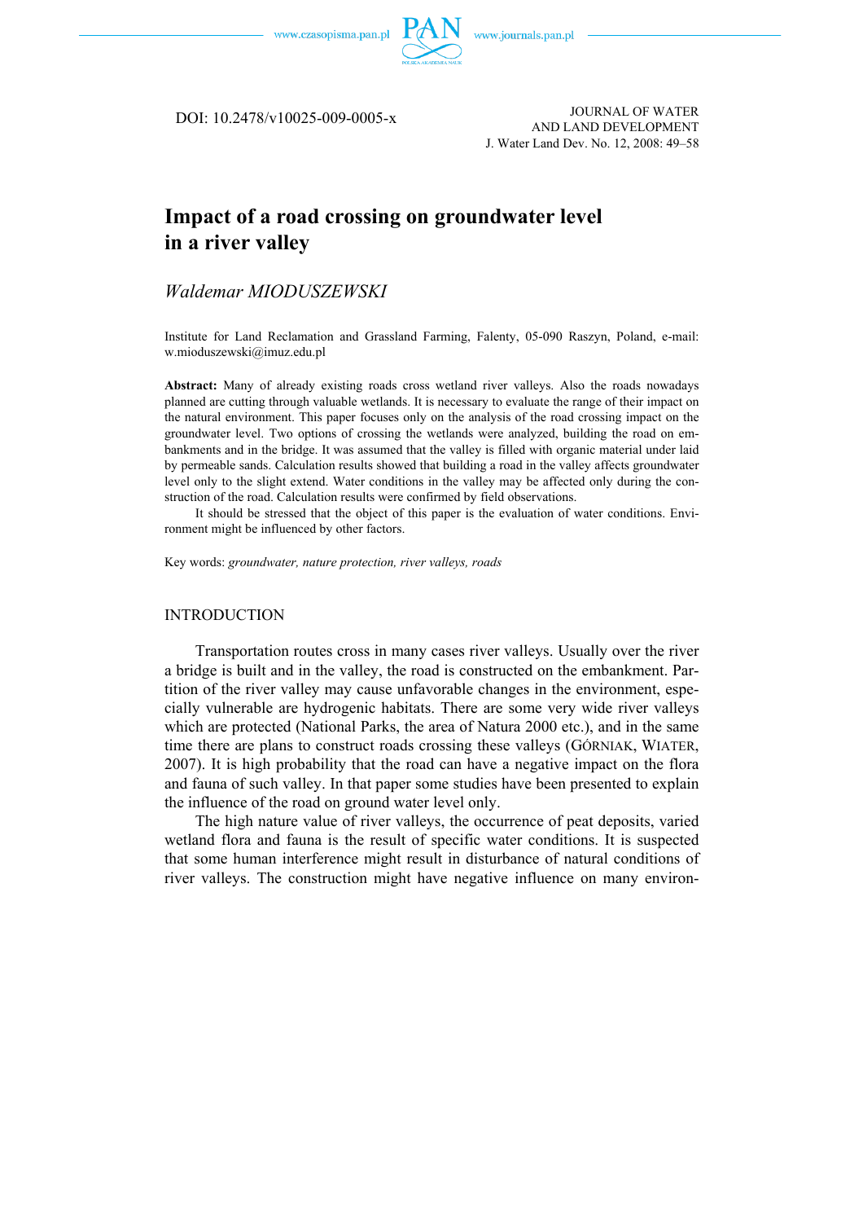DOI: 10.2478/v10025-009-0005-x

JOURNAL OF WATER AND LAND DEVELOPMENT
J. Water Land Dev. No. 12, 2008: 49–58

# Impact of a road crossing on groundwater level in a river valley

*Waldemar MIODUSZEWSKI*

Institute for Land Reclamation and Grassland Farming, Falenty, 05-090 Raszyn, Poland, e-mail: w.mioduszewski@imuz.edu.pl

**Abstract:** Many of already existing roads cross wetland river valleys. Also the roads nowadays planned are cutting through valuable wetlands. It is necessary to evaluate the range of their impact on the natural environment. This paper focuses only on the analysis of the road crossing impact on the groundwater level. Two options of crossing the wetlands were analyzed, building the road on embankments and in the bridge. It was assumed that the valley is filled with organic material under laid by permeable sands. Calculation results showed that building a road in the valley affects groundwater level only to the slight extend. Water conditions in the valley may be affected only during the construction of the road. Calculation results were confirmed by field observations.

It should be stressed that the object of this paper is the evaluation of water conditions. Environment might be influenced by other factors.

Key words: *groundwater, nature protection, river valleys, roads*

## INTRODUCTION

Transportation routes cross in many cases river valleys. Usually over the river a bridge is built and in the valley, the road is constructed on the embankment. Partition of the river valley may cause unfavorable changes in the environment, especially vulnerable are hydrogenic habitats. There are some very wide river valleys which are protected (National Parks, the area of Natura 2000 etc.), and in the same time there are plans to construct roads crossing these valleys (GÓRNIAK, WIATER, 2007). It is high probability that the road can have a negative impact on the flora and fauna of such valley. In that paper some studies have been presented to explain the influence of the road on ground water level only.

The high nature value of river valleys, the occurrence of peat deposits, varied wetland flora and fauna is the result of specific water conditions. It is suspected that some human interference might result in disturbance of natural conditions of river valleys. The construction might have negative influence on many environ-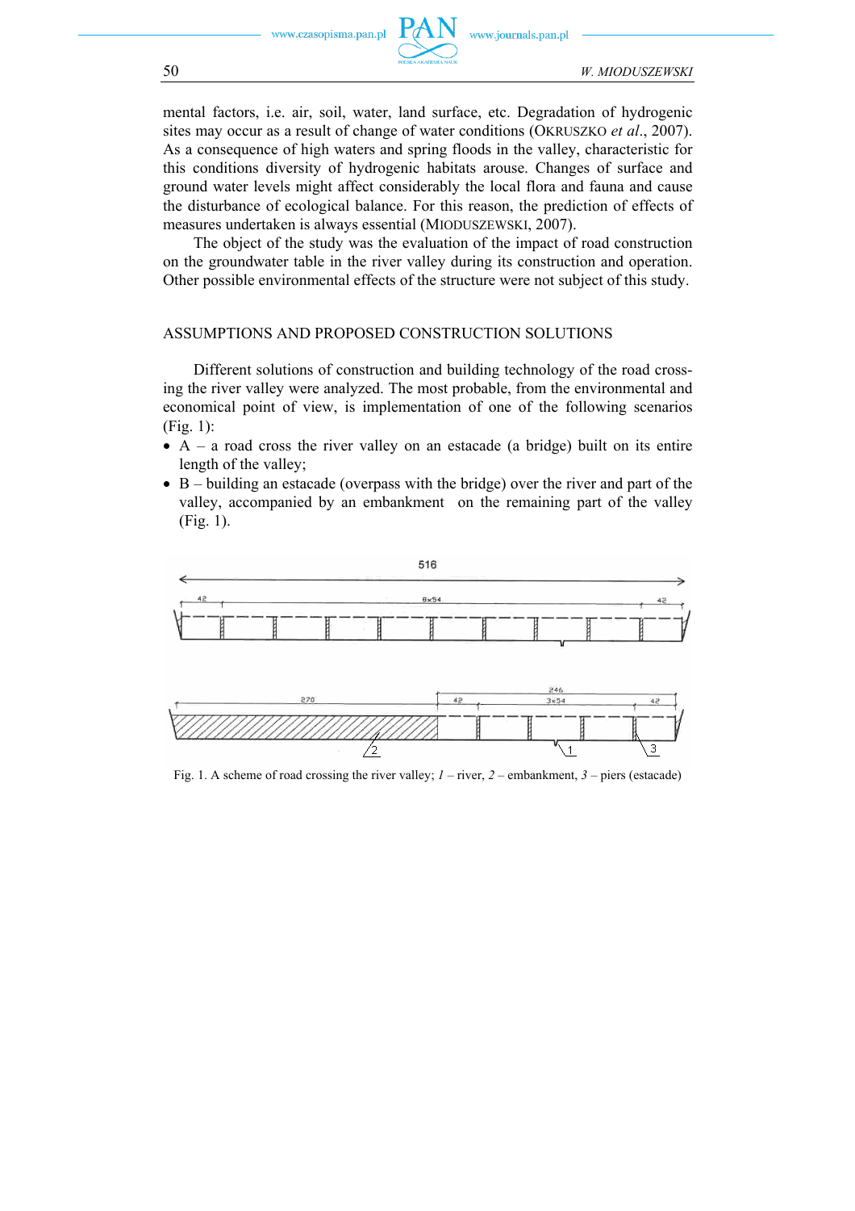mental factors, i.e. air, soil, water, land surface, etc. Degradation of hydrogenic sites may occur as a result of change of water conditions (OKRUSZKO *et al*., 2007). As a consequence of high waters and spring floods in the valley, characteristic for this conditions diversity of hydrogenic habitats arouse. Changes of surface and ground water levels might affect considerably the local flora and fauna and cause the disturbance of ecological balance. For this reason, the prediction of effects of measures undertaken is always essential (MIODUSZEWSKI, 2007).

The object of the study was the evaluation of the impact of road construction on the groundwater table in the river valley during its construction and operation. Other possible environmental effects of the structure were not subject of this study.

## ASSUMPTIONS AND PROPOSED CONSTRUCTION SOLUTIONS

Different solutions of construction and building technology of the road crossing the river valley were analyzed. The most probable, from the environmental and economical point of view, is implementation of one of the following scenarios (Fig. 1):

- A – a road cross the river valley on an estacade (a bridge) built on its entire length of the valley;
- B – building an estacade (overpass with the bridge) over the river and part of the valley, accompanied by an embankment on the remaining part of the valley (Fig. 1).

Fig. 1. A scheme of road crossing the river valley; *1* – river, *2* – embankment, *3* – piers (estacade)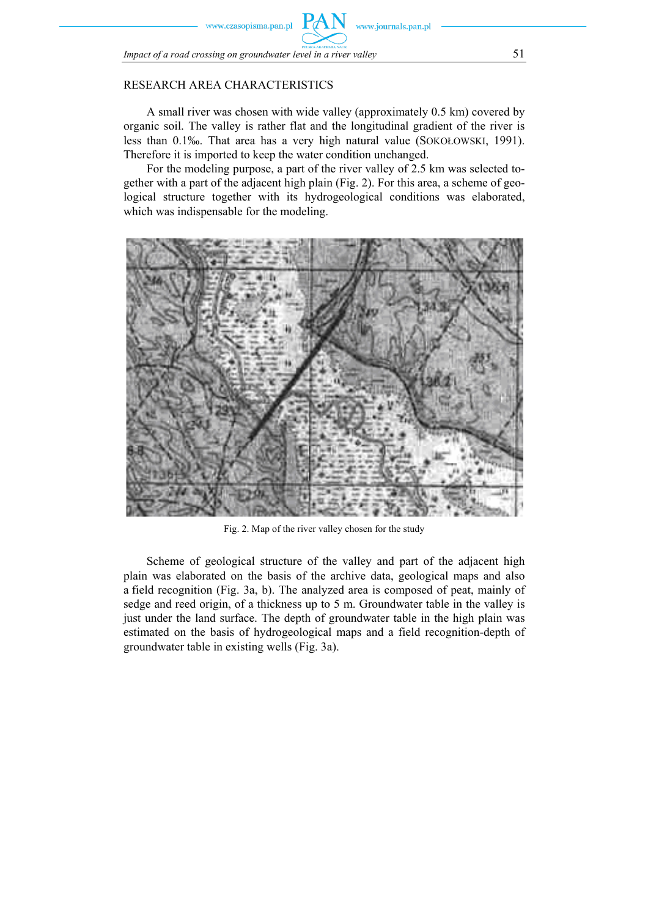## RESEARCH AREA CHARACTERISTICS

A small river was chosen with wide valley (approximately 0.5 km) covered by organic soil. The valley is rather flat and the longitudinal gradient of the river is less than 0.1‰. That area has a very high natural value (SOKOŁOWSKI, 1991). Therefore it is imported to keep the water condition unchanged.

For the modeling purpose, a part of the river valley of 2.5 km was selected together with a part of the adjacent high plain (Fig. 2). For this area, a scheme of geological structure together with its hydrogeological conditions was elaborated, which was indispensable for the modeling.

Fig. 2. Map of the river valley chosen for the study

Scheme of geological structure of the valley and part of the adjacent high plain was elaborated on the basis of the archive data, geological maps and also a field recognition (Fig. 3a, b). The analyzed area is composed of peat, mainly of sedge and reed origin, of a thickness up to 5 m. Groundwater table in the valley is just under the land surface. The depth of groundwater table in the high plain was estimated on the basis of hydrogeological maps and a field recognition-depth of groundwater table in existing wells (Fig. 3a).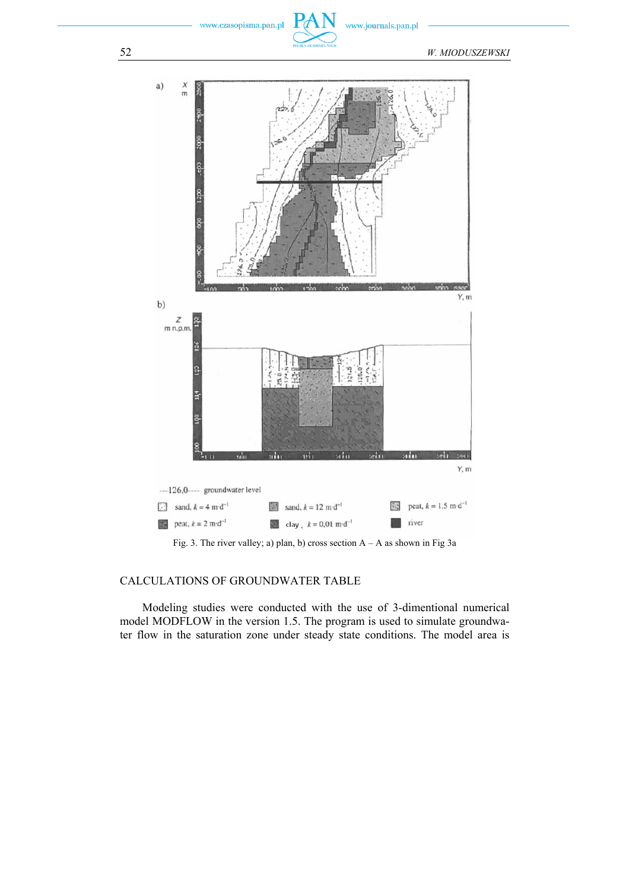Fig. 3. The river valley; a) plan, b) cross section A – A as shown in Fig 3a

## CALCULATIONS OF GROUNDWATER TABLE

Modeling studies were conducted with the use of 3-dimentional numerical model MODFLOW in the version 1.5. The program is used to simulate groundwater flow in the saturation zone under steady state conditions. The model area is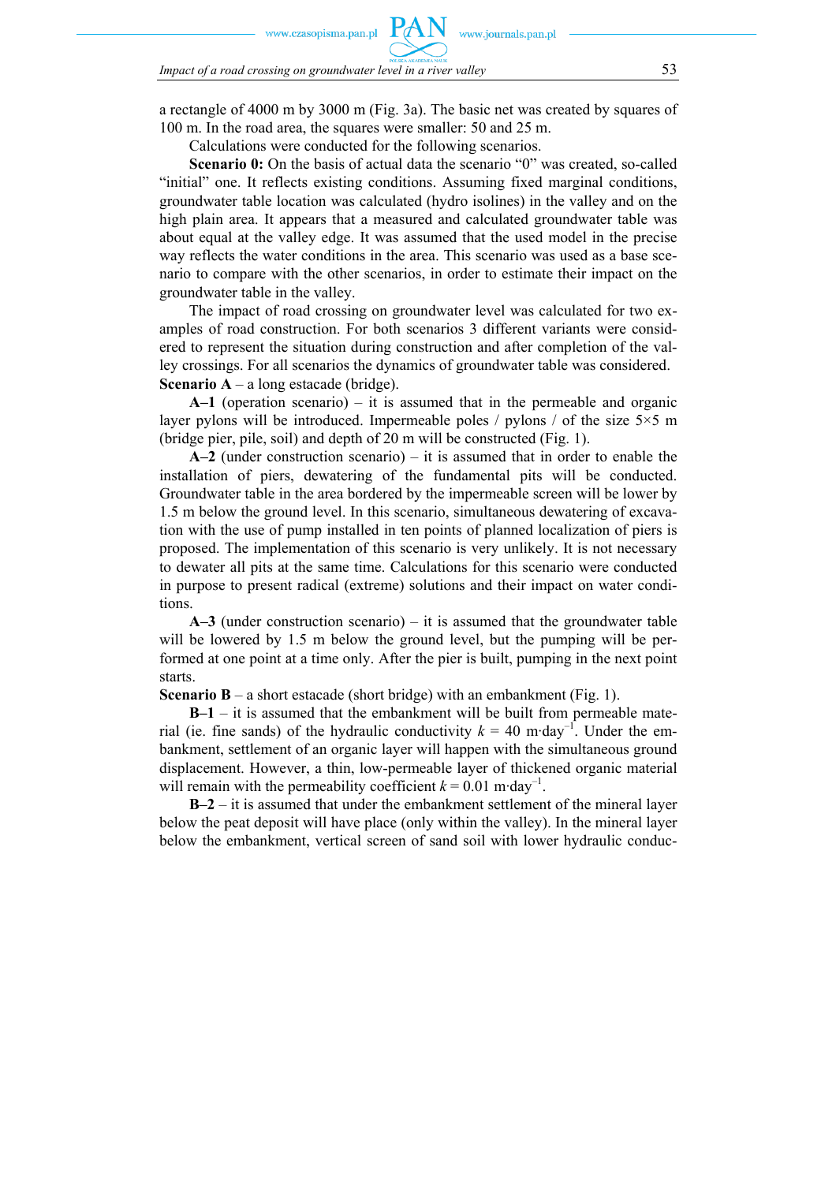a rectangle of 4000 m by 3000 m (Fig. 3a). The basic net was created by squares of 100 m. In the road area, the squares were smaller: 50 and 25 m.

Calculations were conducted for the following scenarios.

**Scenario 0:** On the basis of actual data the scenario "0" was created, so-called "initial" one. It reflects existing conditions. Assuming fixed marginal conditions, groundwater table location was calculated (hydro isolines) in the valley and on the high plain area. It appears that a measured and calculated groundwater table was about equal at the valley edge. It was assumed that the used model in the precise way reflects the water conditions in the area. This scenario was used as a base scenario to compare with the other scenarios, in order to estimate their impact on the groundwater table in the valley.

The impact of road crossing on groundwater level was calculated for two examples of road construction. For both scenarios 3 different variants were considered to represent the situation during construction and after completion of the valley crossings. For all scenarios the dynamics of groundwater table was considered.

**Scenario A** – a long estacade (bridge).

**A–1** (operation scenario) – it is assumed that in the permeable and organic layer pylons will be introduced. Impermeable poles / pylons / of the size 5×5 m (bridge pier, pile, soil) and depth of 20 m will be constructed (Fig. 1).

**A–2** (under construction scenario) – it is assumed that in order to enable the installation of piers, dewatering of the fundamental pits will be conducted. Groundwater table in the area bordered by the impermeable screen will be lower by 1.5 m below the ground level. In this scenario, simultaneous dewatering of excavation with the use of pump installed in ten points of planned localization of piers is proposed. The implementation of this scenario is very unlikely. It is not necessary to dewater all pits at the same time. Calculations for this scenario were conducted in purpose to present radical (extreme) solutions and their impact on water conditions.

**A–3** (under construction scenario) – it is assumed that the groundwater table will be lowered by 1.5 m below the ground level, but the pumping will be performed at one point at a time only. After the pier is built, pumping in the next point starts.

**Scenario B** – a short estacade (short bridge) with an embankment (Fig. 1).

**B–1** – it is assumed that the embankment will be built from permeable material (ie. fine sands) of the hydraulic conductivity $k$ = 40 m·day$^{-1}$. Under the embankment, settlement of an organic layer will happen with the simultaneous ground displacement. However, a thin, low-permeable layer of thickened organic material will remain with the permeability coefficient $k$ = 0.01 m·day$^{-1}$.

**B–2** – it is assumed that under the embankment settlement of the mineral layer below the peat deposit will have place (only within the valley). In the mineral layer below the embankment, vertical screen of sand soil with lower hydraulic conduc-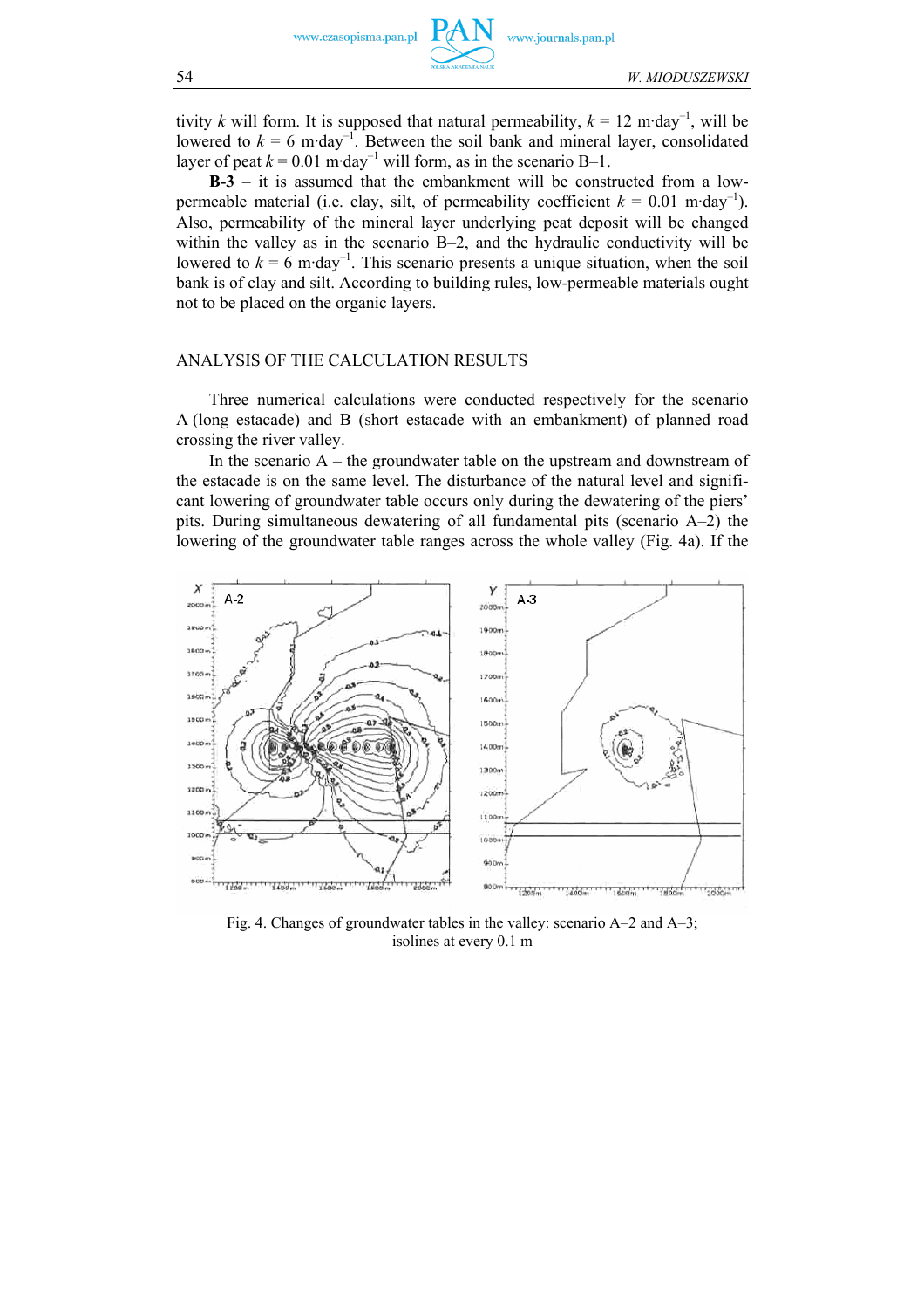tivity $k$ will form. It is supposed that natural permeability, $k$ = 12 m·day$^{-1}$, will be lowered to $k$ = 6 m·day$^{-1}$. Between the soil bank and mineral layer, consolidated layer of peat $k$ = 0.01 m·day$^{-1}$ will form, as in the scenario B–1.

**B-3** – it is assumed that the embankment will be constructed from a low-permeable material (i.e. clay, silt, of permeability coefficient $k$ = 0.01 m·day$^{-1}$). Also, permeability of the mineral layer underlying peat deposit will be changed within the valley as in the scenario B–2, and the hydraulic conductivity will be lowered to $k$ = 6 m·day$^{-1}$. This scenario presents a unique situation, when the soil bank is of clay and silt. According to building rules, low-permeable materials ought not to be placed on the organic layers.

## ANALYSIS OF THE CALCULATION RESULTS

Three numerical calculations were conducted respectively for the scenario A (long estacade) and B (short estacade with an embankment) of planned road crossing the river valley.

In the scenario A – the groundwater table on the upstream and downstream of the estacade is on the same level. The disturbance of the natural level and significant lowering of groundwater table occurs only during the dewatering of the piers' pits. During simultaneous dewatering of all fundamental pits (scenario A–2) the lowering of the groundwater table ranges across the whole valley (Fig. 4a). If the

Fig. 4. Changes of groundwater tables in the valley: scenario A–2 and A–3; isolines at every 0.1 m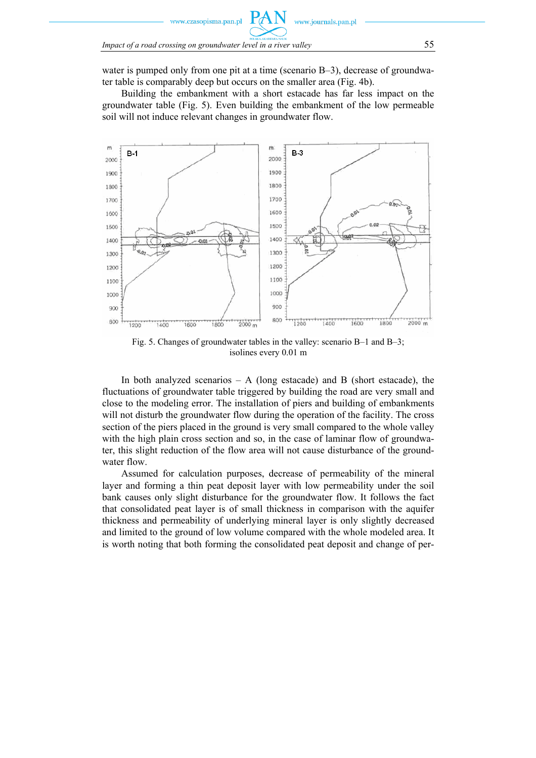water is pumped only from one pit at a time (scenario B–3), decrease of groundwater table is comparably deep but occurs on the smaller area (Fig. 4b).

Building the embankment with a short estacade has far less impact on the groundwater table (Fig. 5). Even building the embankment of the low permeable soil will not induce relevant changes in groundwater flow.

Fig. 5. Changes of groundwater tables in the valley: scenario B–1 and B–3; isolines every 0.01 m

In both analyzed scenarios – A (long estacade) and B (short estacade), the fluctuations of groundwater table triggered by building the road are very small and close to the modeling error. The installation of piers and building of embankments will not disturb the groundwater flow during the operation of the facility. The cross section of the piers placed in the ground is very small compared to the whole valley with the high plain cross section and so, in the case of laminar flow of groundwater, this slight reduction of the flow area will not cause disturbance of the groundwater flow.

Assumed for calculation purposes, decrease of permeability of the mineral layer and forming a thin peat deposit layer with low permeability under the soil bank causes only slight disturbance for the groundwater flow. It follows the fact that consolidated peat layer is of small thickness in comparison with the aquifer thickness and permeability of underlying mineral layer is only slightly decreased and limited to the ground of low volume compared with the whole modeled area. It is worth noting that both forming the consolidated peat deposit and change of per-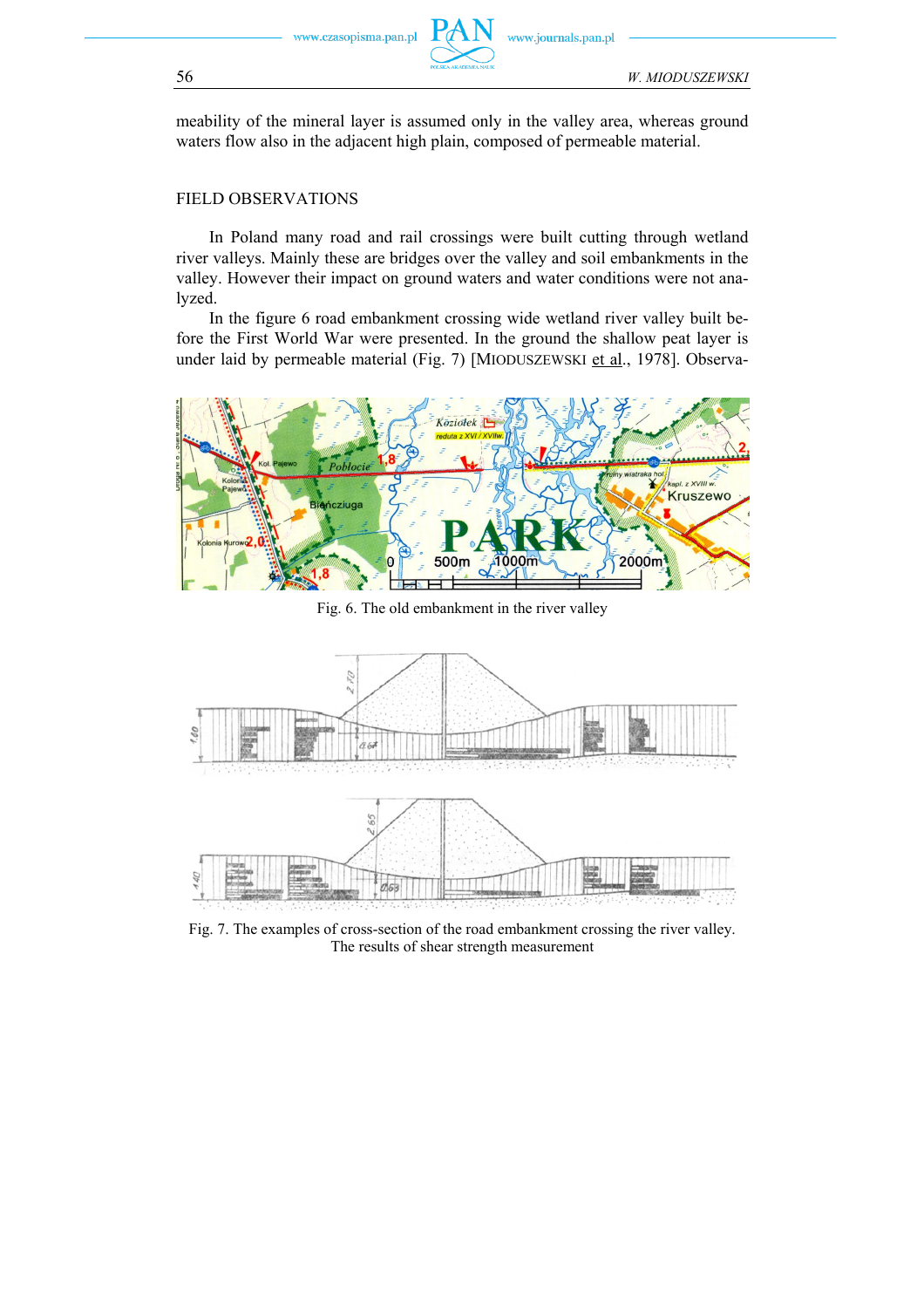meability of the mineral layer is assumed only in the valley area, whereas ground waters flow also in the adjacent high plain, composed of permeable material.

## FIELD OBSERVATIONS

In Poland many road and rail crossings were built cutting through wetland river valleys. Mainly these are bridges over the valley and soil embankments in the valley. However their impact on ground waters and water conditions were not analyzed.

In the figure 6 road embankment crossing wide wetland river valley built before the First World War were presented. In the ground the shallow peat layer is under laid by permeable material (Fig. 7) [MIODUSZEWSKI et al., 1978]. Observa-

Fig. 6. The old embankment in the river valley

Fig. 7. The examples of cross-section of the road embankment crossing the river valley. The results of shear strength measurement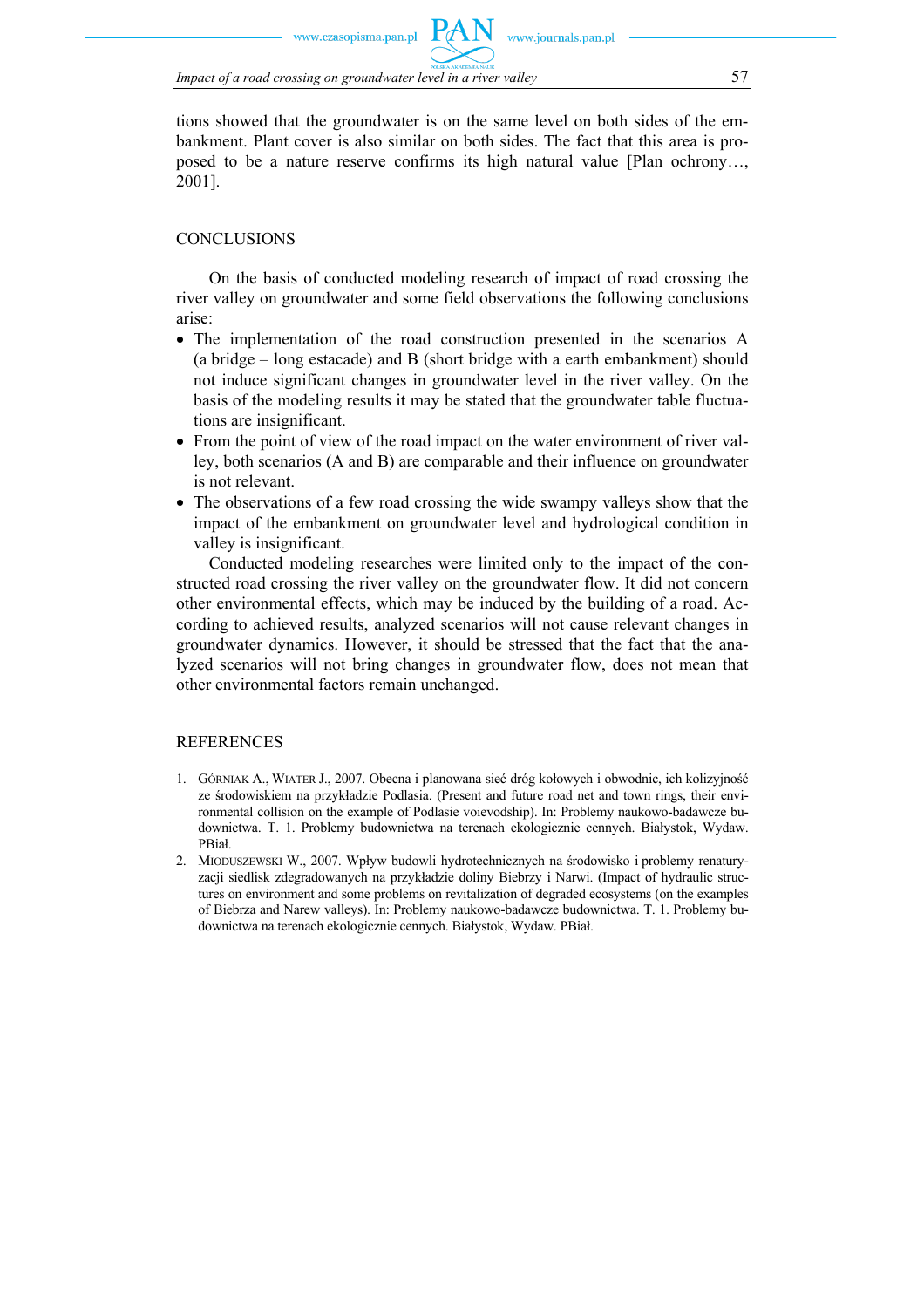tions showed that the groundwater is on the same level on both sides of the embankment. Plant cover is also similar on both sides. The fact that this area is proposed to be a nature reserve confirms its high natural value [Plan ochrony…, 2001].

## CONCLUSIONS

On the basis of conducted modeling research of impact of road crossing the river valley on groundwater and some field observations the following conclusions arise:

- The implementation of the road construction presented in the scenarios A (a bridge – long estacade) and B (short bridge with a earth embankment) should not induce significant changes in groundwater level in the river valley. On the basis of the modeling results it may be stated that the groundwater table fluctuations are insignificant.
- From the point of view of the road impact on the water environment of river valley, both scenarios (A and B) are comparable and their influence on groundwater is not relevant.
- The observations of a few road crossing the wide swampy valleys show that the impact of the embankment on groundwater level and hydrological condition in valley is insignificant.

Conducted modeling researches were limited only to the impact of the constructed road crossing the river valley on the groundwater flow. It did not concern other environmental effects, which may be induced by the building of a road. According to achieved results, analyzed scenarios will not cause relevant changes in groundwater dynamics. However, it should be stressed that the fact that the analyzed scenarios will not bring changes in groundwater flow, does not mean that other environmental factors remain unchanged.

## REFERENCES

1. Górniak A., Wiater J., 2007. Obecna i planowana sieć dróg kołowych i obwodnic, ich kolizyjność ze środowiskiem na przykładzie Podlasia. (Present and future road net and town rings, their environmental collision on the example of Podlasie voievodship). In: Problemy naukowo-badawcze budownictwa. T. 1. Problemy budownictwa na terenach ekologicznie cennych. Białystok, Wydaw. PBiał.
2. Mioduszewski W., 2007. Wpływ budowli hydrotechnicznych na środowisko i problemy renaturyzacji siedlisk zdegradowanych na przykładzie doliny Biebrzy i Narwi. (Impact of hydraulic structures on environment and some problems on revitalization of degraded ecosystems (on the examples of Biebrza and Narew valleys). In: Problemy naukowo-badawcze budownictwa. T. 1. Problemy budownictwa na terenach ekologicznie cennych. Białystok, Wydaw. PBiał.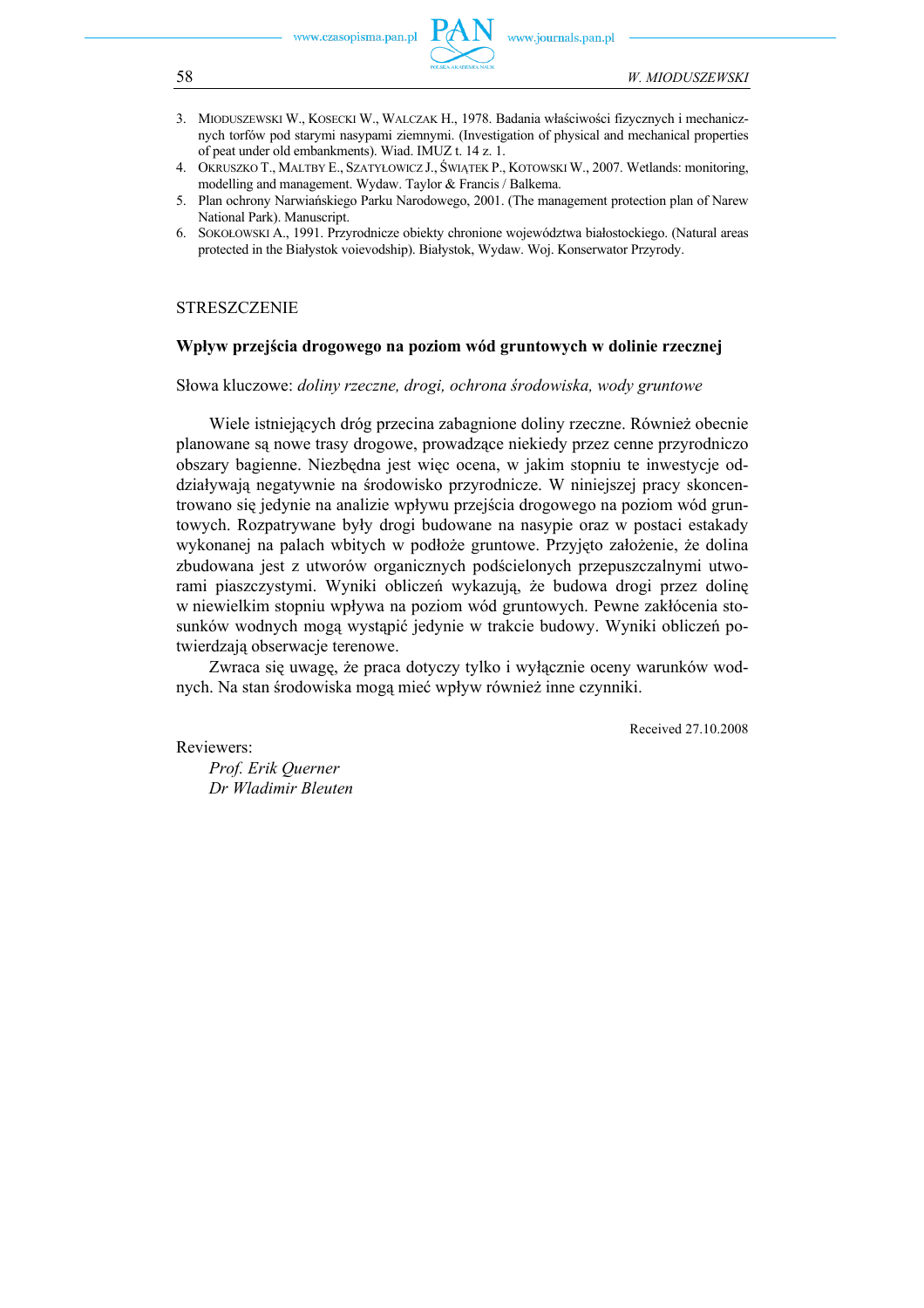3. MIODUSZEWSKI W., KOSECKI W., WALCZAK H., 1978. Badania właściwości fizycznych i mechanicznych torfów pod starymi nasypami ziemnymi. (Investigation of physical and mechanical properties of peat under old embankments). Wiad. IMUZ t. 14 z. 1.
4. OKRUSZKO T., MALTBY E., SZATYŁOWICZ J., ŚWIĄTEK P., KOTOWSKI W., 2007. Wetlands: monitoring, modelling and management. Wydaw. Taylor & Francis / Balkema.
5. Plan ochrony Narwiańskiego Parku Narodowego, 2001. (The management protection plan of Narew National Park). Manuscript.
6. SOKOŁOWSKI A., 1991. Przyrodnicze obiekty chronione województwa białostockiego. (Natural areas protected in the Białystok voievodship). Białystok, Wydaw. Woj. Konserwator Przyrody.

## STRESZCZENIE

**Wpływ przejścia drogowego na poziom wód gruntowych w dolinie rzecznej**

Słowa kluczowe: *doliny rzeczne, drogi, ochrona środowiska, wody gruntowe*

Wiele istniejących dróg przecina zabagnione doliny rzeczne. Również obecnie planowane są nowe trasy drogowe, prowadzące niekiedy przez cenne przyrodniczo obszary bagienne. Niezbędna jest więc ocena, w jakim stopniu te inwestycje oddziaływają negatywnie na środowisko przyrodnicze. W niniejszej pracy skoncentrowano się jedynie na analizie wpływu przejścia drogowego na poziom wód gruntowych. Rozpatrywane były drogi budowane na nasypie oraz w postaci estakady wykonanej na palach wbitych w podłoże gruntowe. Przyjęto założenie, że dolina zbudowana jest z utworów organicznych podścielonych przepuszczalnymi utworami piaszczystymi. Wyniki obliczeń wykazują, że budowa drogi przez dolinę w niewielkim stopniu wpływa na poziom wód gruntowych. Pewne zakłócenia stosunków wodnych mogą wystąpić jedynie w trakcie budowy. Wyniki obliczeń potwierdzają obserwacje terenowe.

Zwraca się uwagę, że praca dotyczy tylko i wyłącznie oceny warunków wodnych. Na stan środowiska mogą mieć wpływ również inne czynniki.

Received 27.10.2008

Reviewers:

*Prof. Erik Querner*
*Dr Wladimir Bleuten*